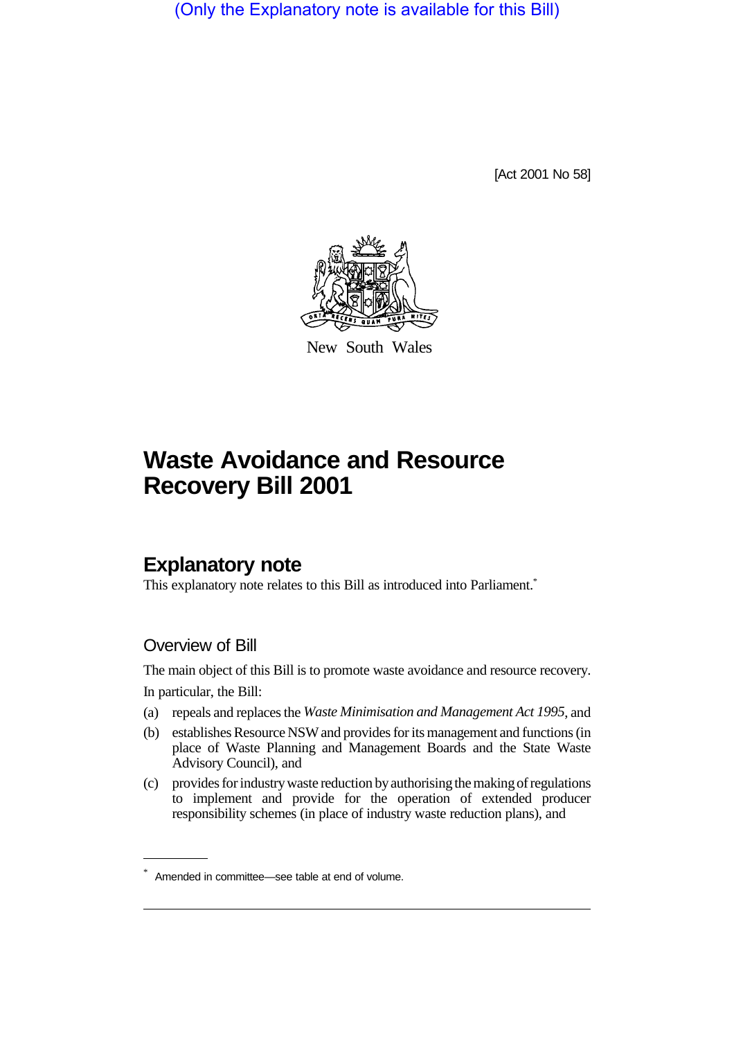(Only the Explanatory note is available for this Bill)

[Act 2001 No 58]

New South Wales

# Waste Avoidance and Resource Recovery Bill 2001

## Explanatory note

This explanatory note relates to this Bill as introduced into Parliament.*

### Overview of Bill

The main object of this Bill is to promote waste avoidance and resource recovery.

In particular, the Bill:

(a) repeals and replaces the *Waste Minimisation and Management Act 1995*, and

(b) establishes Resource NSW and provides for its management and functions (in place of Waste Planning and Management Boards and the State Waste Advisory Council), and

(c) provides for industry waste reduction by authorising the making of regulations to implement and provide for the operation of extended producer responsibility schemes (in place of industry waste reduction plans), and

* Amended in committee—see table at end of volume.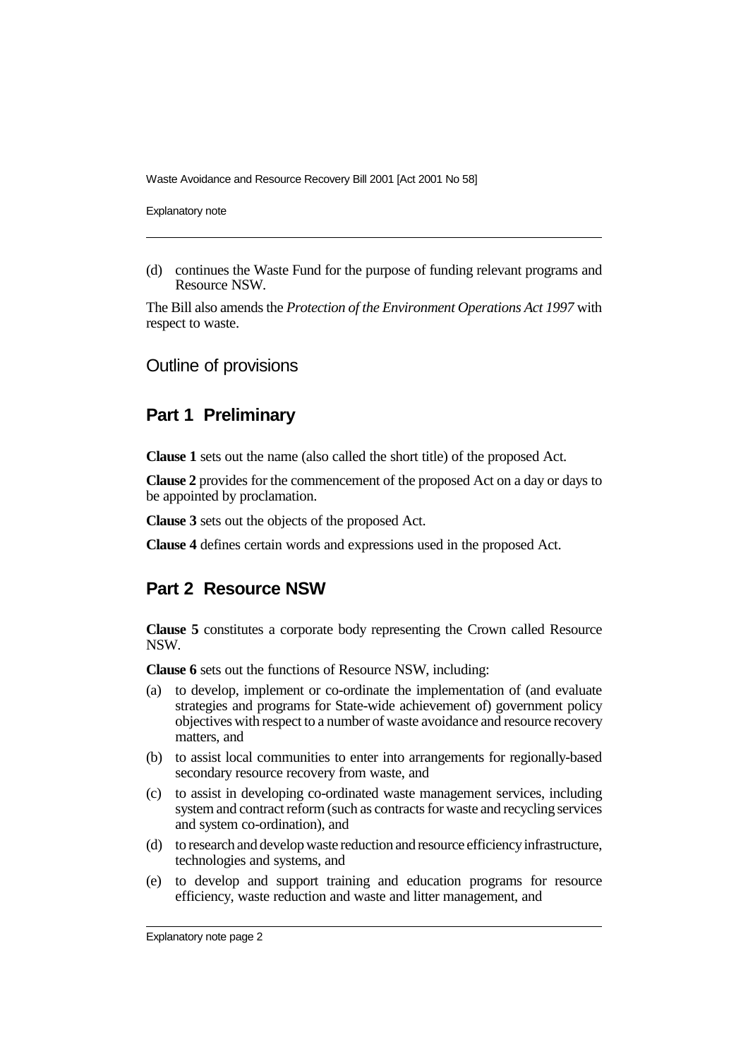(d) continues the Waste Fund for the purpose of funding relevant programs and Resource NSW.

The Bill also amends the *Protection of the Environment Operations Act 1997* with respect to waste.

## Outline of provisions

### Part 1 Preliminary

**Clause 1** sets out the name (also called the short title) of the proposed Act.

**Clause 2** provides for the commencement of the proposed Act on a day or days to be appointed by proclamation.

**Clause 3** sets out the objects of the proposed Act.

**Clause 4** defines certain words and expressions used in the proposed Act.

### Part 2 Resource NSW

**Clause 5** constitutes a corporate body representing the Crown called Resource NSW.

**Clause 6** sets out the functions of Resource NSW, including:

(a) to develop, implement or co-ordinate the implementation of (and evaluate strategies and programs for State-wide achievement of) government policy objectives with respect to a number of waste avoidance and resource recovery matters, and

(b) to assist local communities to enter into arrangements for regionally-based secondary resource recovery from waste, and

(c) to assist in developing co-ordinated waste management services, including system and contract reform (such as contracts for waste and recycling services and system co-ordination), and

(d) to research and develop waste reduction and resource efficiency infrastructure, technologies and systems, and

(e) to develop and support training and education programs for resource efficiency, waste reduction and waste and litter management, and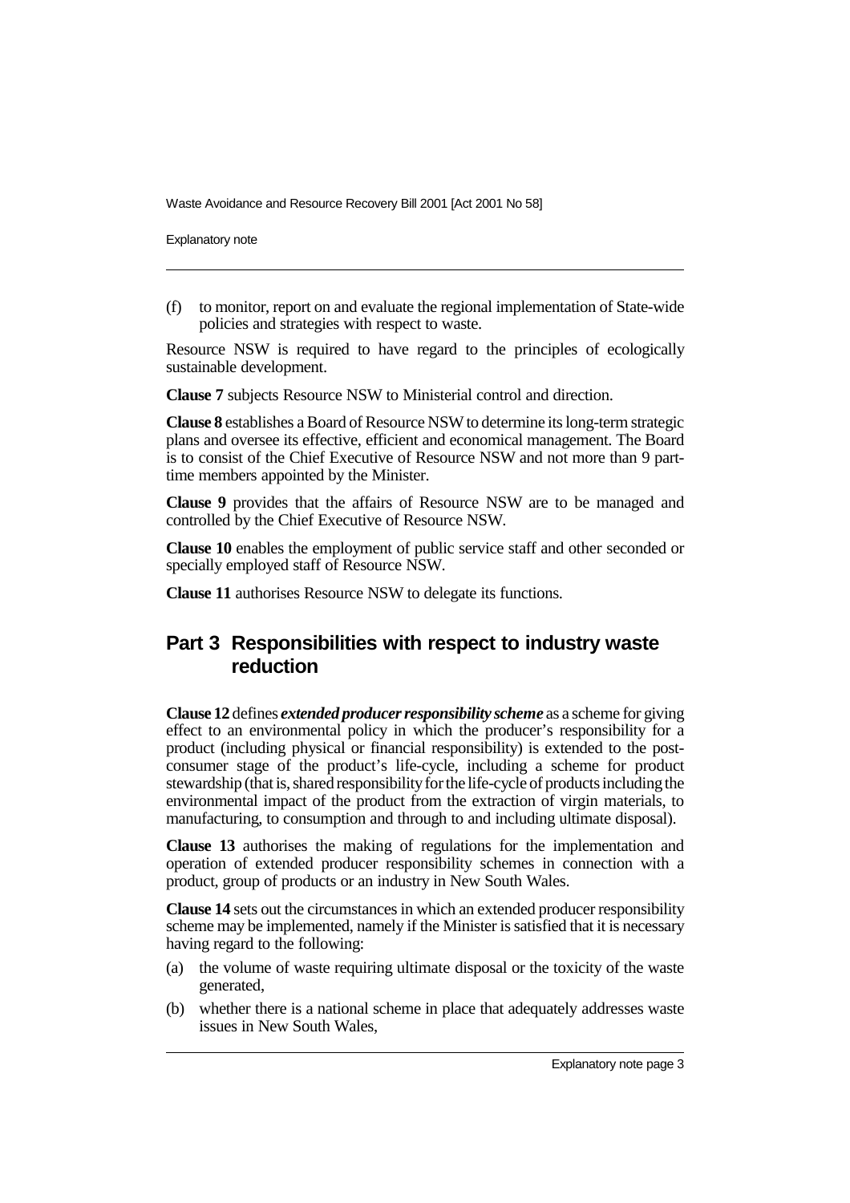(f) to monitor, report on and evaluate the regional implementation of State-wide policies and strategies with respect to waste.

Resource NSW is required to have regard to the principles of ecologically sustainable development.

**Clause 7** subjects Resource NSW to Ministerial control and direction.

**Clause 8** establishes a Board of Resource NSW to determine its long-term strategic plans and oversee its effective, efficient and economical management. The Board is to consist of the Chief Executive of Resource NSW and not more than 9 part-time members appointed by the Minister.

**Clause 9** provides that the affairs of Resource NSW are to be managed and controlled by the Chief Executive of Resource NSW.

**Clause 10** enables the employment of public service staff and other seconded or specially employed staff of Resource NSW.

**Clause 11** authorises Resource NSW to delegate its functions.

## Part 3 Responsibilities with respect to industry waste reduction

**Clause 12** defines ***extended producer responsibility scheme*** as a scheme for giving effect to an environmental policy in which the producer's responsibility for a product (including physical or financial responsibility) is extended to the post-consumer stage of the product's life-cycle, including a scheme for product stewardship (that is, shared responsibility for the life-cycle of products including the environmental impact of the product from the extraction of virgin materials, to manufacturing, to consumption and through to and including ultimate disposal).

**Clause 13** authorises the making of regulations for the implementation and operation of extended producer responsibility schemes in connection with a product, group of products or an industry in New South Wales.

**Clause 14** sets out the circumstances in which an extended producer responsibility scheme may be implemented, namely if the Minister is satisfied that it is necessary having regard to the following:

(a) the volume of waste requiring ultimate disposal or the toxicity of the waste generated,

(b) whether there is a national scheme in place that adequately addresses waste issues in New South Wales,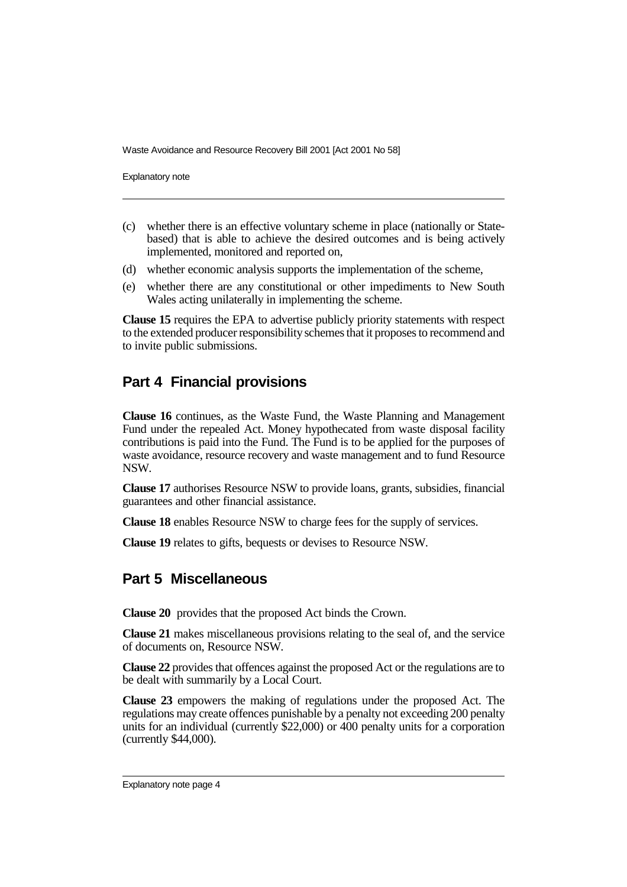(c) whether there is an effective voluntary scheme in place (nationally or State-based) that is able to achieve the desired outcomes and is being actively implemented, monitored and reported on,

(d) whether economic analysis supports the implementation of the scheme,

(e) whether there are any constitutional or other impediments to New South Wales acting unilaterally in implementing the scheme.

**Clause 15** requires the EPA to advertise publicly priority statements with respect to the extended producer responsibility schemes that it proposes to recommend and to invite public submissions.

## Part 4 Financial provisions

**Clause 16** continues, as the Waste Fund, the Waste Planning and Management Fund under the repealed Act. Money hypothecated from waste disposal facility contributions is paid into the Fund. The Fund is to be applied for the purposes of waste avoidance, resource recovery and waste management and to fund Resource NSW.

**Clause 17** authorises Resource NSW to provide loans, grants, subsidies, financial guarantees and other financial assistance.

**Clause 18** enables Resource NSW to charge fees for the supply of services.

**Clause 19** relates to gifts, bequests or devises to Resource NSW.

## Part 5 Miscellaneous

**Clause 20** provides that the proposed Act binds the Crown.

**Clause 21** makes miscellaneous provisions relating to the seal of, and the service of documents on, Resource NSW.

**Clause 22** provides that offences against the proposed Act or the regulations are to be dealt with summarily by a Local Court.

**Clause 23** empowers the making of regulations under the proposed Act. The regulations may create offences punishable by a penalty not exceeding 200 penalty units for an individual (currently $22,000) or 400 penalty units for a corporation (currently $44,000).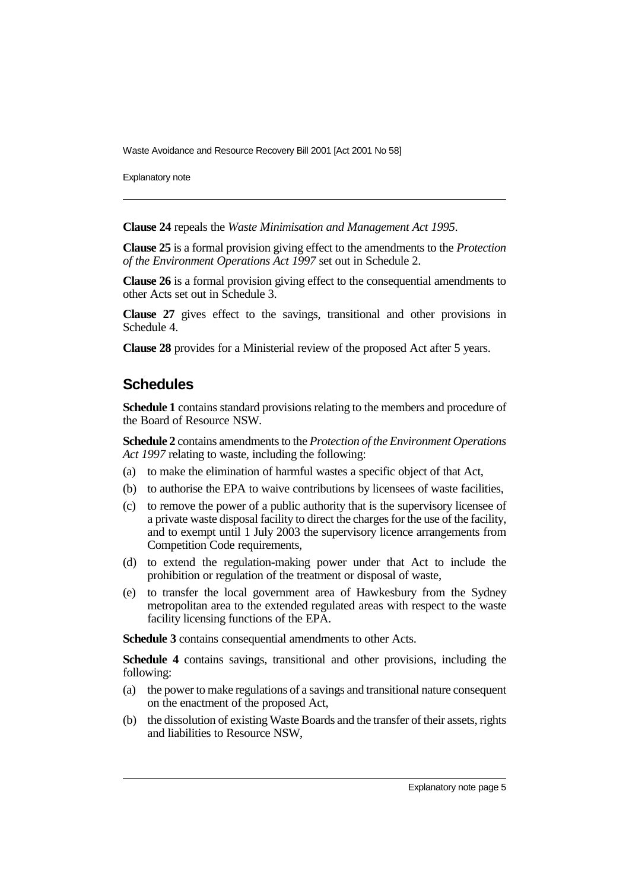**Clause 24** repeals the *Waste Minimisation and Management Act 1995*.

**Clause 25** is a formal provision giving effect to the amendments to the *Protection of the Environment Operations Act 1997* set out in Schedule 2.

**Clause 26** is a formal provision giving effect to the consequential amendments to other Acts set out in Schedule 3.

**Clause 27** gives effect to the savings, transitional and other provisions in Schedule 4.

**Clause 28** provides for a Ministerial review of the proposed Act after 5 years.

## Schedules

**Schedule 1** contains standard provisions relating to the members and procedure of the Board of Resource NSW.

**Schedule 2** contains amendments to the *Protection of the Environment Operations Act 1997* relating to waste, including the following:

(a) to make the elimination of harmful wastes a specific object of that Act,

(b) to authorise the EPA to waive contributions by licensees of waste facilities,

(c) to remove the power of a public authority that is the supervisory licensee of a private waste disposal facility to direct the charges for the use of the facility, and to exempt until 1 July 2003 the supervisory licence arrangements from Competition Code requirements,

(d) to extend the regulation-making power under that Act to include the prohibition or regulation of the treatment or disposal of waste,

(e) to transfer the local government area of Hawkesbury from the Sydney metropolitan area to the extended regulated areas with respect to the waste facility licensing functions of the EPA.

**Schedule 3** contains consequential amendments to other Acts.

**Schedule 4** contains savings, transitional and other provisions, including the following:

(a) the power to make regulations of a savings and transitional nature consequent on the enactment of the proposed Act,

(b) the dissolution of existing Waste Boards and the transfer of their assets, rights and liabilities to Resource NSW,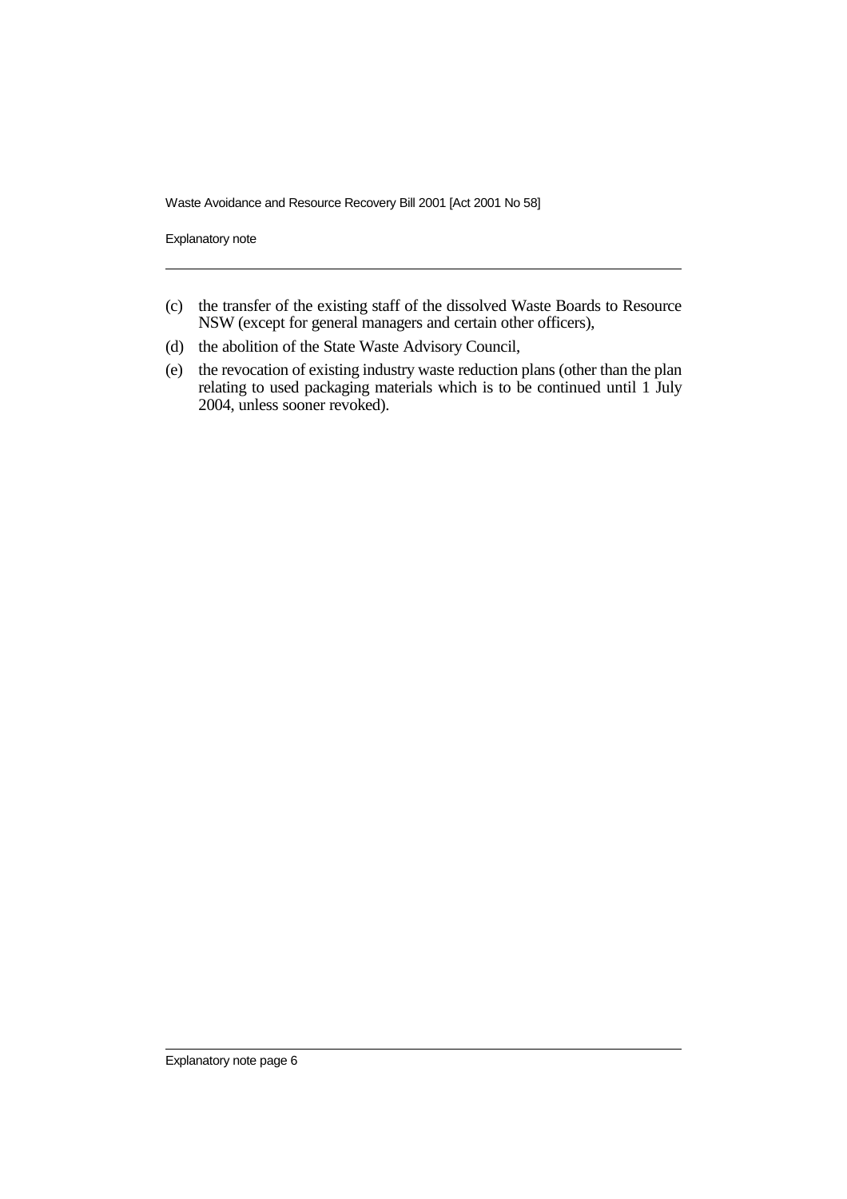(c) the transfer of the existing staff of the dissolved Waste Boards to Resource NSW (except for general managers and certain other officers),

(d) the abolition of the State Waste Advisory Council,

(e) the revocation of existing industry waste reduction plans (other than the plan relating to used packaging materials which is to be continued until 1 July 2004, unless sooner revoked).